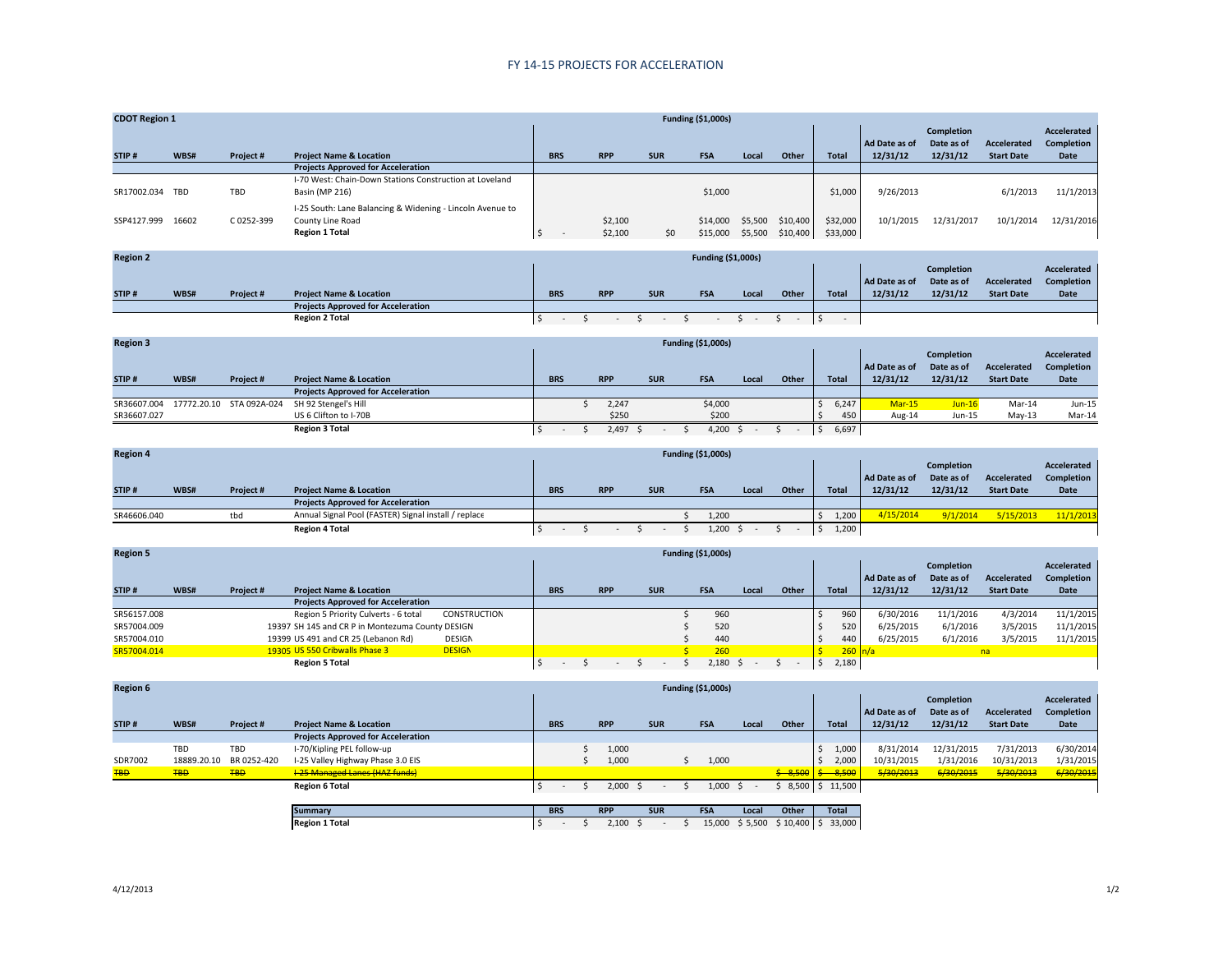# FY 14-15 PROJECTS FOR ACCELERATION

## CDOT Region 1

| STIP # | WBS# | Project # | Project Name & Location | BRS | RPP | SUR | FSA | Local | Other | Total | Ad Date as of 12/31/12 | Completion Date as of 12/31/12 | Accelerated Start Date | Accelerated Completion Date |
|---|---|---|---|---|---|---|---|---|---|---|---|---|---|---|
| | | | Funding ($1,000s) | | | | | | | | | | | |
| | | | **Projects Approved for Acceleration** | | | | | | | | | | | |
| SR17002.034 | TBD | TBD | I-70 West: Chain-Down Stations Construction at Loveland Basin (MP 216) | | | | $1,000 | | | $1,000 | 9/26/2013 | | 6/1/2013 | 11/1/2013 |
| SSP4127.999 | 16602 | C 0252-399 | I-25 South: Lane Balancing & Widening - Lincoln Avenue to County Line Road | | $2,100 | | $14,000 | $5,500 | $10,400 | $32,000 | 10/1/2015 | 12/31/2017 | 10/1/2014 | 12/31/2016 |
| | | | **Region 1 Total** | $ - | $2,100 | $0 | $15,000 | $5,500 | $10,400 | $33,000 | | | | |

## Region 2

| STIP # | WBS# | Project # | Project Name & Location | BRS | RPP | SUR | FSA | Local | Other | Total | Ad Date as of 12/31/12 | Completion Date as of 12/31/12 | Accelerated Start Date | Accelerated Completion Date |
|---|---|---|---|---|---|---|---|---|---|---|---|---|---|---|
| | | | Funding ($1,000s) | | | | | | | | | | | |
| | | | **Projects Approved for Acceleration** | | | | | | | | | | | |
| | | | **Region 2 Total** | $ - | $ - | $ - | $ - | $ - | $ - | $ - | | | | |

## Region 3

| STIP # | WBS# | Project # | Project Name & Location | BRS | RPP | SUR | FSA | Local | Other | Total | Ad Date as of 12/31/12 | Completion Date as of 12/31/12 | Accelerated Start Date | Accelerated Completion Date |
|---|---|---|---|---|---|---|---|---|---|---|---|---|---|---|
| | | | Funding ($1,000s) | | | | | | | | | | | |
| | | | **Projects Approved for Acceleration** | | | | | | | | | | | |
| SR36607.004 | 17772.20.10 | STA 092A-024 | SH 92 Stengel's Hill | | $ 2,247 | | $4,000 | | | $ 6,247 | Mar-15 | Jun-16 | Mar-14 | Jun-15 |
| SR36607.027 | | | US 6 Clifton to I-70B | | $250 | | $200 | | | $ 450 | Aug-14 | Jun-15 | May-13 | Mar-14 |
| | | | **Region 3 Total** | $ - | $ 2,497 | $ - | $ 4,200 | $ - | $ - | $ 6,697 | | | | |

## Region 4

| STIP # | WBS# | Project # | Project Name & Location | BRS | RPP | SUR | FSA | Local | Other | Total | Ad Date as of 12/31/12 | Completion Date as of 12/31/12 | Accelerated Start Date | Accelerated Completion Date |
|---|---|---|---|---|---|---|---|---|---|---|---|---|---|---|
| | | | Funding ($1,000s) | | | | | | | | | | | |
| | | | **Projects Approved for Acceleration** | | | | | | | | | | | |
| SR46606.040 | | tbd | Annual Signal Pool (FASTER) Signal install / replace | | | | $ 1,200 | | | $ 1,200 | 4/15/2014 | 9/1/2014 | 5/15/2013 | 11/1/2013 |
| | | | **Region 4 Total** | $ - | $ - | $ - | $ 1,200 | $ - | $ - | $ 1,200 | | | | |

## Region 5

| STIP # | WBS# | Project # | Project Name & Location | BRS | RPP | SUR | FSA | Local | Other | Total | Ad Date as of 12/31/12 | Completion Date as of 12/31/12 | Accelerated Start Date | Accelerated Completion Date |
|---|---|---|---|---|---|---|---|---|---|---|---|---|---|---|
| | | | Funding ($1,000s) | | | | | | | | | | | |
| | | | **Projects Approved for Acceleration** | | | | | | | | | | | |
| SR56157.008 | | | Region 5 Priority Culverts - 6 total CONSTRUCTION | | | | $ 960 | | | $ 960 | 6/30/2016 | 11/1/2016 | 4/3/2014 | 11/1/2015 |
| SR57004.009 | | 19397 | SH 145 and CR P in Montezuma County DESIGN | | | | $ 520 | | | $ 520 | 6/25/2015 | 6/1/2016 | 3/5/2015 | 11/1/2015 |
| SR57004.010 | | 19399 | US 491 and CR 25 (Lebanon Rd) DESIGN | | | | $ 440 | | | $ 440 | 6/25/2015 | 6/1/2016 | 3/5/2015 | 11/1/2015 |
| SR57004.014 | | 19305 | US 550 Cribwalls Phase 3 DESIGN | | | | $ 260 | | | $ 260 | n/a | | na | |
| | | | **Region 5 Total** | $ - | $ - | $ - | $ 2,180 | $ - | $ - | $ 2,180 | | | | |

## Region 6

| STIP # | WBS# | Project # | Project Name & Location | BRS | RPP | SUR | FSA | Local | Other | Total | Ad Date as of 12/31/12 | Completion Date as of 12/31/12 | Accelerated Start Date | Accelerated Completion Date |
|---|---|---|---|---|---|---|---|---|---|---|---|---|---|---|
| | | | Funding ($1,000s) | | | | | | | | | | | |
| | | | **Projects Approved for Acceleration** | | | | | | | | | | | |
| | TBD | TBD | I-70/Kipling PEL follow-up | | $ 1,000 | | | | | $ 1,000 | 8/31/2014 | 12/31/2015 | 7/31/2013 | 6/30/2014 |
| SDR7002 | 18889.20.10 | BR 0252-420 | I-25 Valley Highway Phase 3.0 EIS | | $ 1,000 | | $ 1,000 | | | $ 2,000 | 10/31/2015 | 1/31/2016 | 10/31/2013 | 1/31/2015 |
| ~~TBD~~ | ~~TBD~~ | ~~TBD~~ | ~~I-25 Managed Lanes (HAZ funds)~~ | | | | | | ~~$ 8,500~~ | ~~$ 8,500~~ | ~~5/30/2013~~ | ~~6/30/2015~~ | ~~5/30/2013~~ | ~~6/30/2015~~ |
| | | | **Region 6 Total** | $ - | $ 2,000 | $ - | $ 1,000 | $ - | $ 8,500 | $ 11,500 | | | | |

| Summary | BRS | RPP | SUR | FSA | Local | Other | Total |
|---|---|---|---|---|---|---|---|
| **Region 1 Total** | $ - | $ 2,100 | $ - | $ 15,000 | $ 5,500 | $ 10,400 | $ 33,000 |

4/12/2013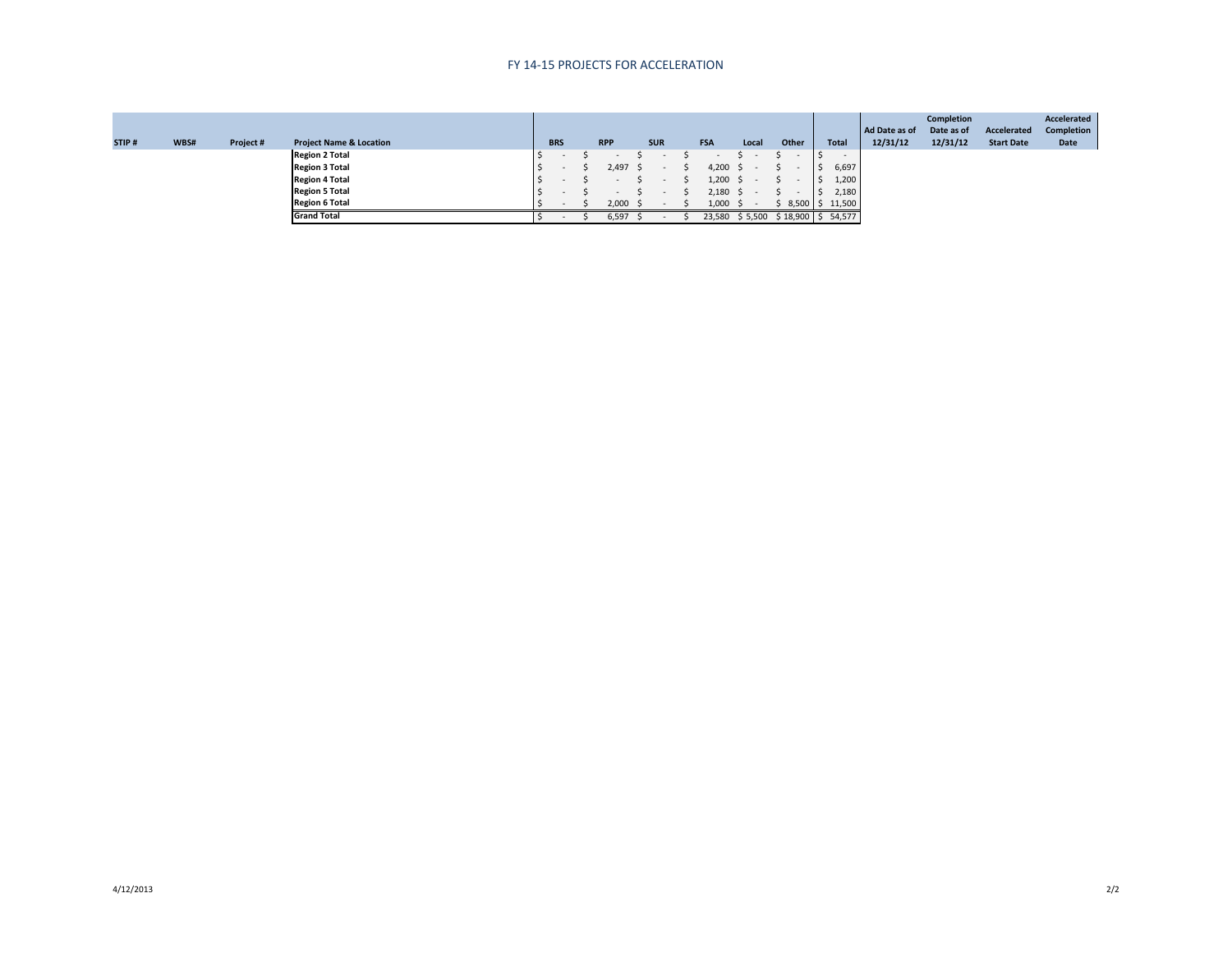## FY 14-15 PROJECTS FOR ACCELERATION

| STIP # | WBS# | Project # | Project Name & Location | BRS | RPP | SUR | FSA | Local | Other | Total | Ad Date as of 12/31/12 | Completion Date as of 12/31/12 | Accelerated Start Date | Accelerated Completion Date |
|---|---|---|---|---|---|---|---|---|---|---|---|---|---|---|
| | | | **Region 2 Total** | $ - | $ - | $ - | $ - | $ - | $ - | $ - | | | | |
| | | | **Region 3 Total** | $ - | $ 2,497 | $ - | $ 4,200 | $ - | $ - | $ 6,697 | | | | |
| | | | **Region 4 Total** | $ - | $ - | $ - | $ 1,200 | $ - | $ - | $ 1,200 | | | | |
| | | | **Region 5 Total** | $ - | $ - | $ - | $ 2,180 | $ - | $ - | $ 2,180 | | | | |
| | | | **Region 6 Total** | $ - | $ 2,000 | $ - | $ 1,000 | $ - | $ 8,500 | $ 11,500 | | | | |
| | | | **Grand Total** | $ - | $ 6,597 | $ - | $ 23,580 | $ 5,500 | $ 18,900 | $ 54,577 | | | | |

4/12/2013